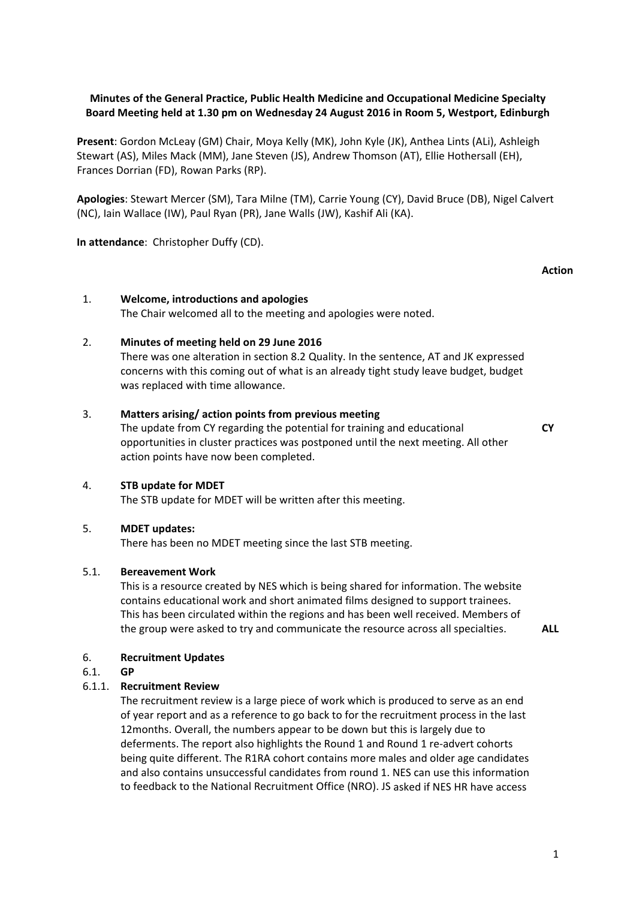**Minutes of the General Practice, Public Health Medicine and Occupational Medicine Specialty Board Meeting held at 1.30 pm on Wednesday 24 August 2016 in Room 5, Westport, Edinburgh**

**Present**: Gordon McLeay (GM) Chair, Moya Kelly (MK), John Kyle (JK), Anthea Lints (ALi), Ashleigh Stewart (AS), Miles Mack (MM), Jane Steven (JS), Andrew Thomson (AT), Ellie Hothersall (EH), Frances Dorrian (FD), Rowan Parks (RP).

**Apologies**: Stewart Mercer (SM), Tara Milne (TM), Carrie Young (CY), David Bruce (DB), Nigel Calvert (NC), Iain Wallace (IW), Paul Ryan (PR), Jane Walls (JW), Kashif Ali (KA).

**In attendance**: Christopher Duffy (CD).

**Action**

1. **Welcome, introductions and apologies**
   The Chair welcomed all to the meeting and apologies were noted.

2. **Minutes of meeting held on 29 June 2016**
   There was one alteration in section 8.2 Quality. In the sentence, AT and JK expressed concerns with this coming out of what is an already tight study leave budget, budget was replaced with time allowance.

3. **Matters arising/ action points from previous meeting**
   The update from CY regarding the potential for training and educational opportunities in cluster practices was postponed until the next meeting. All other action points have now been completed. **CY**

4. **STB update for MDET**
   The STB update for MDET will be written after this meeting.

5. **MDET updates:**
   There has been no MDET meeting since the last STB meeting.

5.1. **Bereavement Work**
   This is a resource created by NES which is being shared for information. The website contains educational work and short animated films designed to support trainees. This has been circulated within the regions and has been well received. Members of the group were asked to try and communicate the resource across all specialties. **ALL**

6. **Recruitment Updates**

6.1. **GP**

6.1.1. **Recruitment Review**
   The recruitment review is a large piece of work which is produced to serve as an end of year report and as a reference to go back to for the recruitment process in the last 12months. Overall, the numbers appear to be down but this is largely due to deferments. The report also highlights the Round 1 and Round 1 re-advert cohorts being quite different. The R1RA cohort contains more males and older age candidates and also contains unsuccessful candidates from round 1. NES can use this information to feedback to the National Recruitment Office (NRO). JS asked if NES HR have access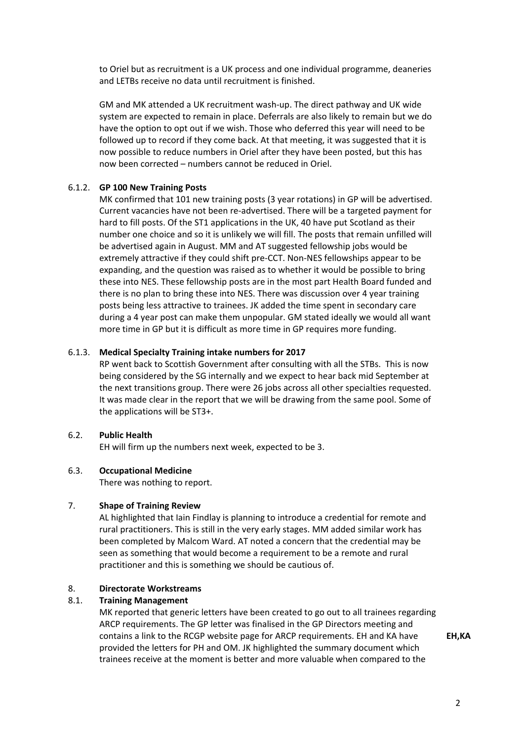to Oriel but as recruitment is a UK process and one individual programme, deaneries and LETBs receive no data until recruitment is finished.

GM and MK attended a UK recruitment wash-up. The direct pathway and UK wide system are expected to remain in place. Deferrals are also likely to remain but we do have the option to opt out if we wish. Those who deferred this year will need to be followed up to record if they come back. At that meeting, it was suggested that it is now possible to reduce numbers in Oriel after they have been posted, but this has now been corrected – numbers cannot be reduced in Oriel.

6.1.2. **GP 100 New Training Posts**

MK confirmed that 101 new training posts (3 year rotations) in GP will be advertised. Current vacancies have not been re-advertised. There will be a targeted payment for hard to fill posts. Of the ST1 applications in the UK, 40 have put Scotland as their number one choice and so it is unlikely we will fill. The posts that remain unfilled will be advertised again in August. MM and AT suggested fellowship jobs would be extremely attractive if they could shift pre-CCT. Non-NES fellowships appear to be expanding, and the question was raised as to whether it would be possible to bring these into NES. These fellowship posts are in the most part Health Board funded and there is no plan to bring these into NES. There was discussion over 4 year training posts being less attractive to trainees. JK added the time spent in secondary care during a 4 year post can make them unpopular. GM stated ideally we would all want more time in GP but it is difficult as more time in GP requires more funding.

6.1.3. **Medical Specialty Training intake numbers for 2017**

RP went back to Scottish Government after consulting with all the STBs. This is now being considered by the SG internally and we expect to hear back mid September at the next transitions group. There were 26 jobs across all other specialties requested. It was made clear in the report that we will be drawing from the same pool. Some of the applications will be ST3+.

6.2. **Public Health**

EH will firm up the numbers next week, expected to be 3.

6.3. **Occupational Medicine**

There was nothing to report.

7. **Shape of Training Review**

AL highlighted that Iain Findlay is planning to introduce a credential for remote and rural practitioners. This is still in the very early stages. MM added similar work has been completed by Malcom Ward. AT noted a concern that the credential may be seen as something that would become a requirement to be a remote and rural practitioner and this is something we should be cautious of.

8. **Directorate Workstreams**

8.1. **Training Management**

MK reported that generic letters have been created to go out to all trainees regarding ARCP requirements. The GP letter was finalised in the GP Directors meeting and contains a link to the RCGP website page for ARCP requirements. EH and KA have provided the letters for PH and OM. JK highlighted the summary document which trainees receive at the moment is better and more valuable when compared to the **EH,KA**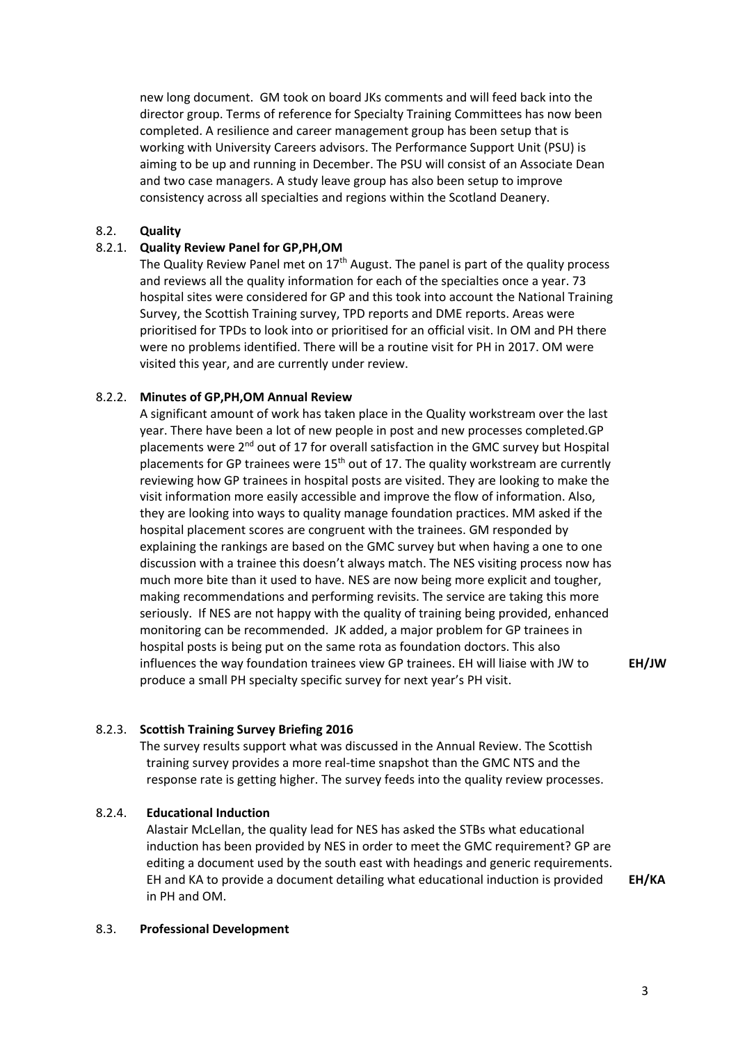new long document. GM took on board JKs comments and will feed back into the director group. Terms of reference for Specialty Training Committees has now been completed. A resilience and career management group has been setup that is working with University Careers advisors. The Performance Support Unit (PSU) is aiming to be up and running in December. The PSU will consist of an Associate Dean and two case managers. A study leave group has also been setup to improve consistency across all specialties and regions within the Scotland Deanery.

**8.2. Quality**

**8.2.1. Quality Review Panel for GP,PH,OM**

The Quality Review Panel met on 17th August. The panel is part of the quality process and reviews all the quality information for each of the specialties once a year. 73 hospital sites were considered for GP and this took into account the National Training Survey, the Scottish Training survey, TPD reports and DME reports. Areas were prioritised for TPDs to look into or prioritised for an official visit. In OM and PH there were no problems identified. There will be a routine visit for PH in 2017. OM were visited this year, and are currently under review.

**8.2.2. Minutes of GP,PH,OM Annual Review**

A significant amount of work has taken place in the Quality workstream over the last year. There have been a lot of new people in post and new processes completed.GP placements were 2nd out of 17 for overall satisfaction in the GMC survey but Hospital placements for GP trainees were 15th out of 17. The quality workstream are currently reviewing how GP trainees in hospital posts are visited. They are looking to make the visit information more easily accessible and improve the flow of information. Also, they are looking into ways to quality manage foundation practices. MM asked if the hospital placement scores are congruent with the trainees. GM responded by explaining the rankings are based on the GMC survey but when having a one to one discussion with a trainee this doesn't always match. The NES visiting process now has much more bite than it used to have. NES are now being more explicit and tougher, making recommendations and performing revisits. The service are taking this more seriously. If NES are not happy with the quality of training being provided, enhanced monitoring can be recommended. JK added, a major problem for GP trainees in hospital posts is being put on the same rota as foundation doctors. This also influences the way foundation trainees view GP trainees. EH will liaise with JW to produce a small PH specialty specific survey for next year's PH visit. **EH/JW**

**8.2.3. Scottish Training Survey Briefing 2016**

The survey results support what was discussed in the Annual Review. The Scottish training survey provides a more real-time snapshot than the GMC NTS and the response rate is getting higher. The survey feeds into the quality review processes.

**8.2.4. Educational Induction**

Alastair McLellan, the quality lead for NES has asked the STBs what educational induction has been provided by NES in order to meet the GMC requirement? GP are editing a document used by the south east with headings and generic requirements. EH and KA to provide a document detailing what educational induction is provided in PH and OM. **EH/KA**

**8.3. Professional Development**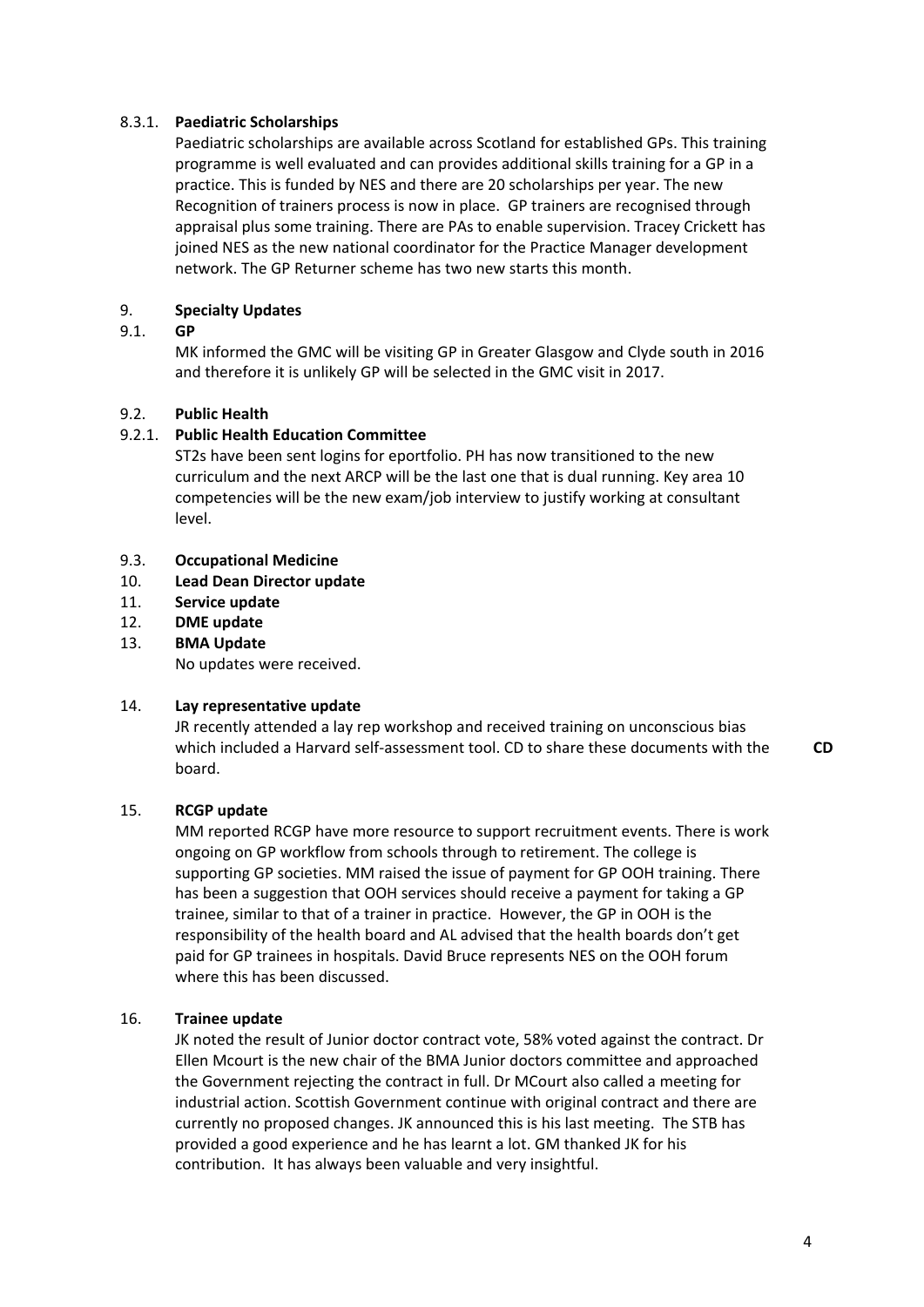### 8.3.1. Paediatric Scholarships

Paediatric scholarships are available across Scotland for established GPs. This training programme is well evaluated and can provides additional skills training for a GP in a practice. This is funded by NES and there are 20 scholarships per year. The new Recognition of trainers process is now in place. GP trainers are recognised through appraisal plus some training. There are PAs to enable supervision. Tracey Crickett has joined NES as the new national coordinator for the Practice Manager development network. The GP Returner scheme has two new starts this month.

## 9. Specialty Updates

### 9.1. GP

MK informed the GMC will be visiting GP in Greater Glasgow and Clyde south in 2016 and therefore it is unlikely GP will be selected in the GMC visit in 2017.

### 9.2. Public Health

### 9.2.1. Public Health Education Committee

ST2s have been sent logins for eportfolio. PH has now transitioned to the new curriculum and the next ARCP will be the last one that is dual running. Key area 10 competencies will be the new exam/job interview to justify working at consultant level.

### 9.3. Occupational Medicine

## 10. Lead Dean Director update

## 11. Service update

## 12. DME update

## 13. BMA Update

No updates were received.

## 14. Lay representative update

JR recently attended a lay rep workshop and received training on unconscious bias which included a Harvard self-assessment tool. CD to share these documents with the board. **CD**

## 15. RCGP update

MM reported RCGP have more resource to support recruitment events. There is work ongoing on GP workflow from schools through to retirement. The college is supporting GP societies. MM raised the issue of payment for GP OOH training. There has been a suggestion that OOH services should receive a payment for taking a GP trainee, similar to that of a trainer in practice. However, the GP in OOH is the responsibility of the health board and AL advised that the health boards don't get paid for GP trainees in hospitals. David Bruce represents NES on the OOH forum where this has been discussed.

## 16. Trainee update

JK noted the result of Junior doctor contract vote, 58% voted against the contract. Dr Ellen Mcourt is the new chair of the BMA Junior doctors committee and approached the Government rejecting the contract in full. Dr MCourt also called a meeting for industrial action. Scottish Government continue with original contract and there are currently no proposed changes. JK announced this is his last meeting. The STB has provided a good experience and he has learnt a lot. GM thanked JK for his contribution. It has always been valuable and very insightful.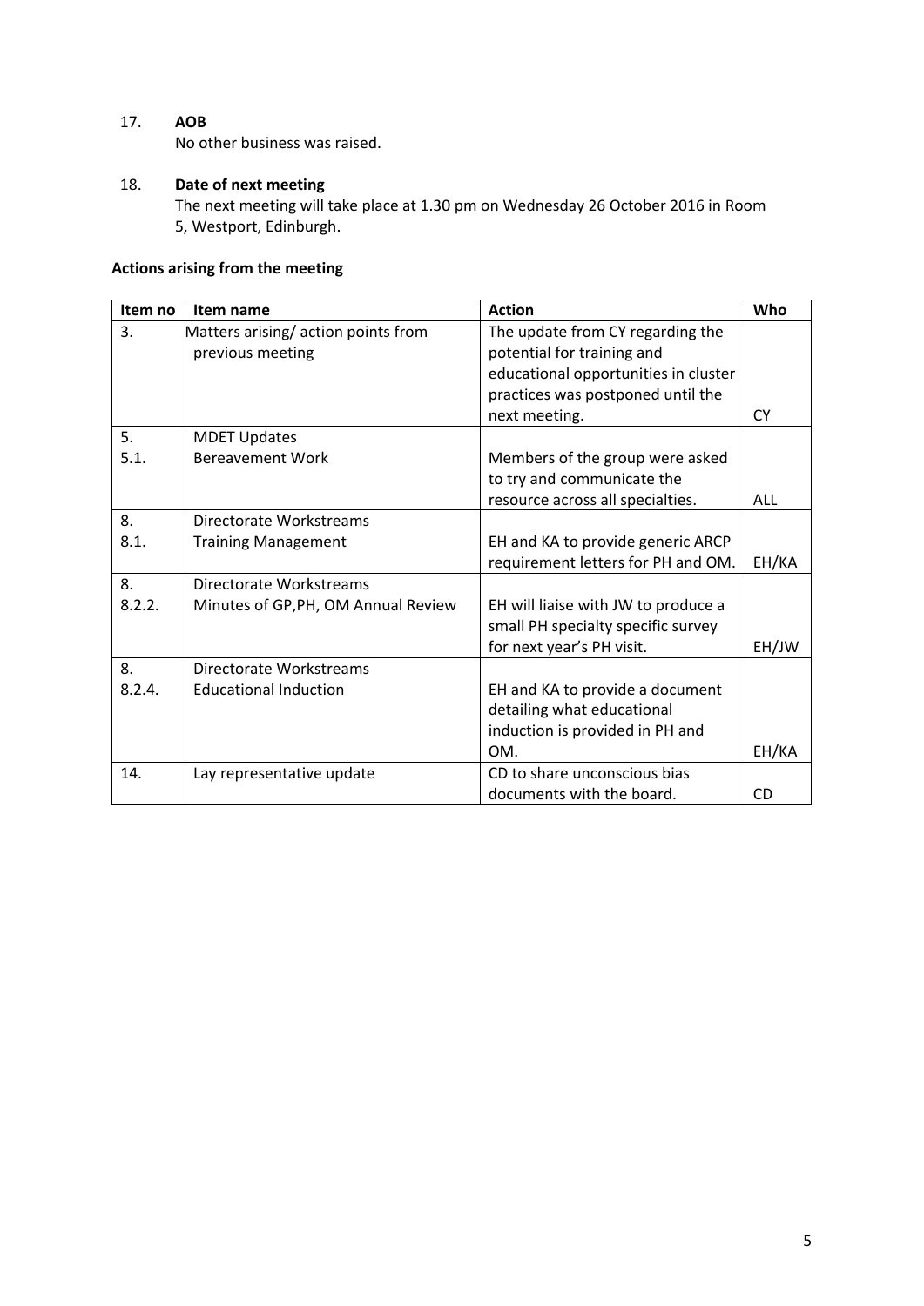17. **AOB**

No other business was raised.

18. **Date of next meeting**

The next meeting will take place at 1.30 pm on Wednesday 26 October 2016 in Room 5, Westport, Edinburgh.

**Actions arising from the meeting**

| Item no | Item name | Action | Who |
|---|---|---|---|
| 3. | Matters arising/ action points from previous meeting | The update from CY regarding the potential for training and educational opportunities in cluster practices was postponed until the next meeting. | CY |
| 5.<br>5.1. | MDET Updates<br>Bereavement Work | Members of the group were asked to try and communicate the resource across all specialties. | ALL |
| 8.<br>8.1. | Directorate Workstreams<br>Training Management | EH and KA to provide generic ARCP requirement letters for PH and OM. | EH/KA |
| 8.<br>8.2.2. | Directorate Workstreams<br>Minutes of GP,PH, OM Annual Review | EH will liaise with JW to produce a small PH specialty specific survey for next year's PH visit. | EH/JW |
| 8.<br>8.2.4. | Directorate Workstreams<br>Educational Induction | EH and KA to provide a document detailing what educational induction is provided in PH and OM. | EH/KA |
| 14. | Lay representative update | CD to share unconscious bias documents with the board. | CD |